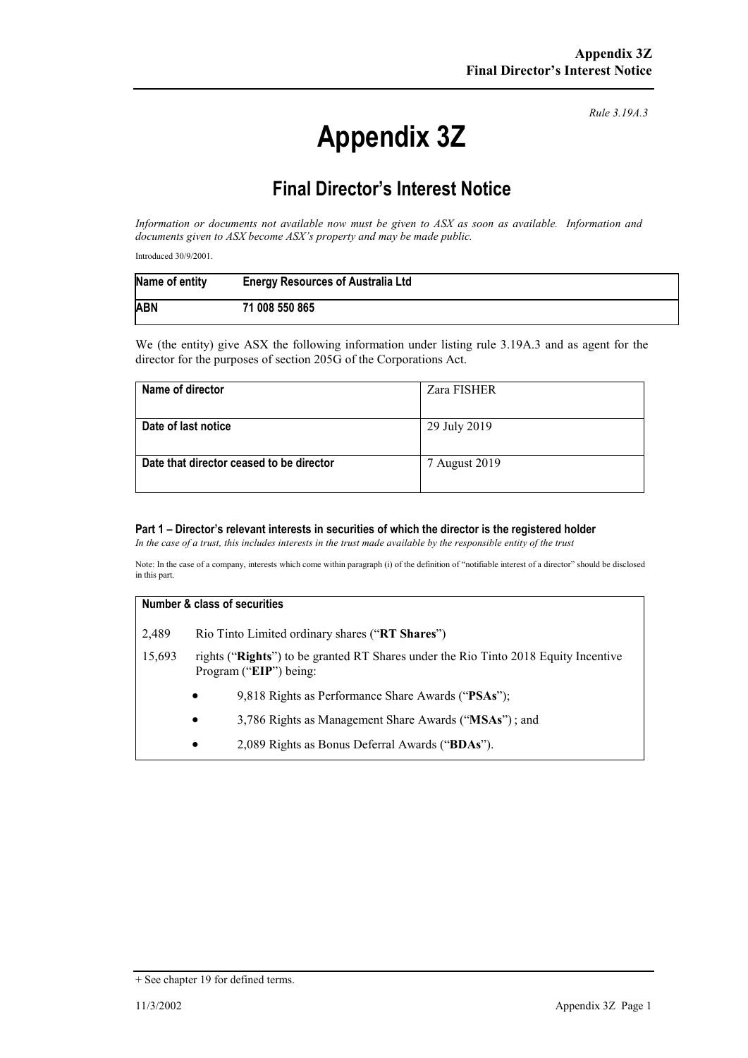*Rule 3.19A.3*

# Appendix 3Z

## Final Director's Interest Notice

*Information or documents not available now must be given to ASX as soon as available. Information and documents given to ASX become ASX's property and may be made public.*

Introduced 30/9/2001.

| | |
|---|---|
| **Name of entity** | **Energy Resources of Australia Ltd** |
| **ABN** | **71 008 550 865** |

We (the entity) give ASX the following information under listing rule 3.19A.3 and as agent for the director for the purposes of section 205G of the Corporations Act.

| | |
|---|---|
| **Name of director** | Zara FISHER |
| **Date of last notice** | 29 July 2019 |
| **Date that director ceased to be director** | 7 August 2019 |

#### Part 1 – Director's relevant interests in securities of which the director is the registered holder

*In the case of a trust, this includes interests in the trust made available by the responsible entity of the trust*

Note: In the case of a company, interests which come within paragraph (i) of the definition of "notifiable interest of a director" should be disclosed in this part.

**Number & class of securities**

2,489 Rio Tinto Limited ordinary shares ("**RT Shares**")

15,693 rights ("**Rights**") to be granted RT Shares under the Rio Tinto 2018 Equity Incentive Program ("**EIP**") being:

- 9,818 Rights as Performance Share Awards ("**PSAs**");
- 3,786 Rights as Management Share Awards ("**MSAs**") ; and
- 2,089 Rights as Bonus Deferral Awards ("**BDAs**").

+ See chapter 19 for defined terms.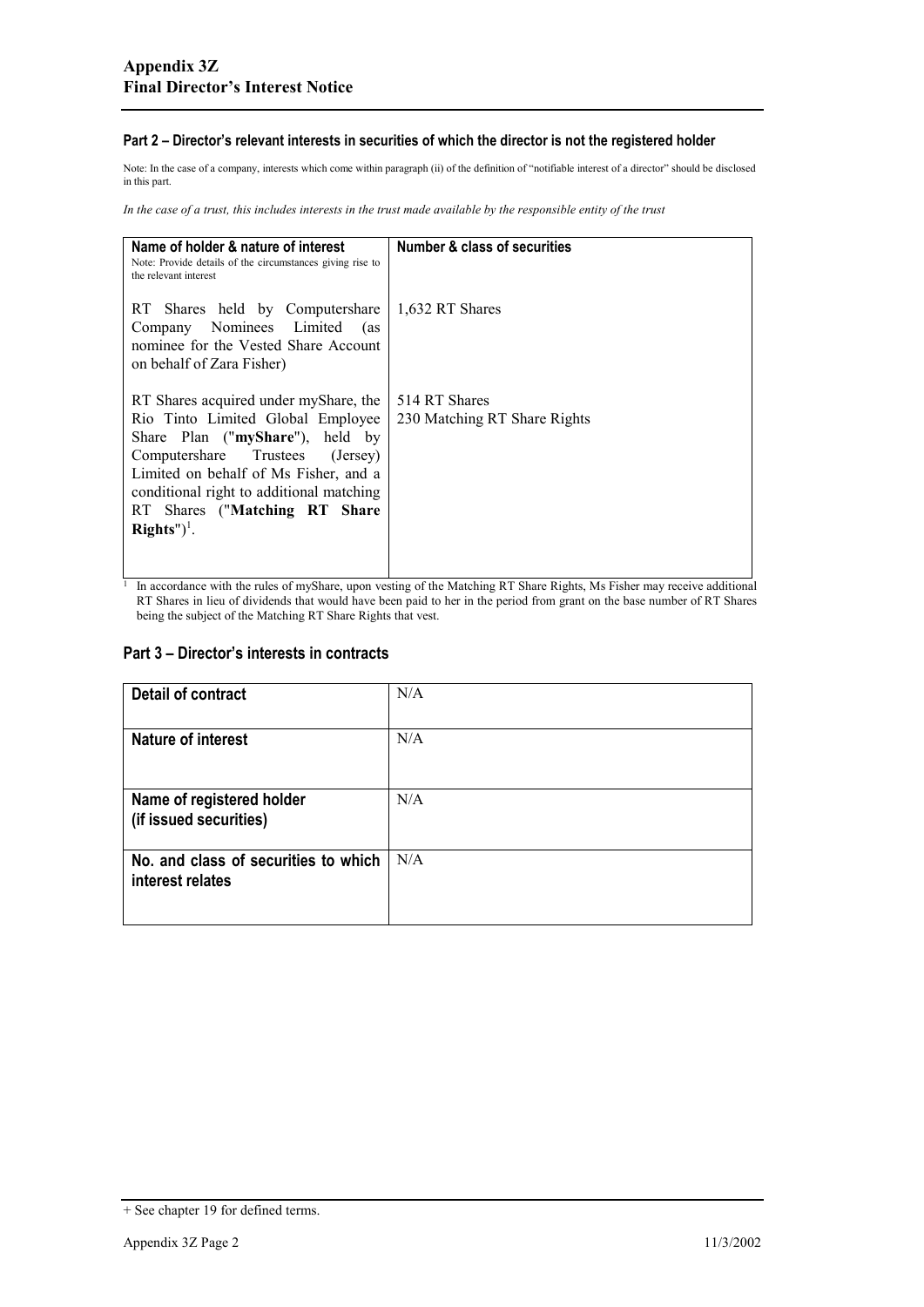# Appendix 3Z
# Final Director's Interest Notice

## Part 2 – Director's relevant interests in securities of which the director is not the registered holder

Note: In the case of a company, interests which come within paragraph (ii) of the definition of "notifiable interest of a director" should be disclosed in this part.

*In the case of a trust, this includes interests in the trust made available by the responsible entity of the trust*

| Name of holder & nature of interest<br>Note: Provide details of the circumstances giving rise to the relevant interest | Number & class of securities |
|---|---|
| RT Shares held by Computershare Company Nominees Limited (as nominee for the Vested Share Account on behalf of Zara Fisher) | 1,632 RT Shares |
| RT Shares acquired under myShare, the Rio Tinto Limited Global Employee Share Plan ("**myShare**"), held by Computershare Trustees (Jersey) Limited on behalf of Ms Fisher, and a conditional right to additional matching RT Shares ("**Matching RT Share Rights**")[1]. | 514 RT Shares<br>230 Matching RT Share Rights |

[1] In accordance with the rules of myShare, upon vesting of the Matching RT Share Rights, Ms Fisher may receive additional RT Shares in lieu of dividends that would have been paid to her in the period from grant on the base number of RT Shares being the subject of the Matching RT Share Rights that vest.

## Part 3 – Director's interests in contracts

| | |
|---|---|
| **Detail of contract** | N/A |
| **Nature of interest** | N/A |
| **Name of registered holder (if issued securities)** | N/A |
| **No. and class of securities to which interest relates** | N/A |

+ See chapter 19 for defined terms.